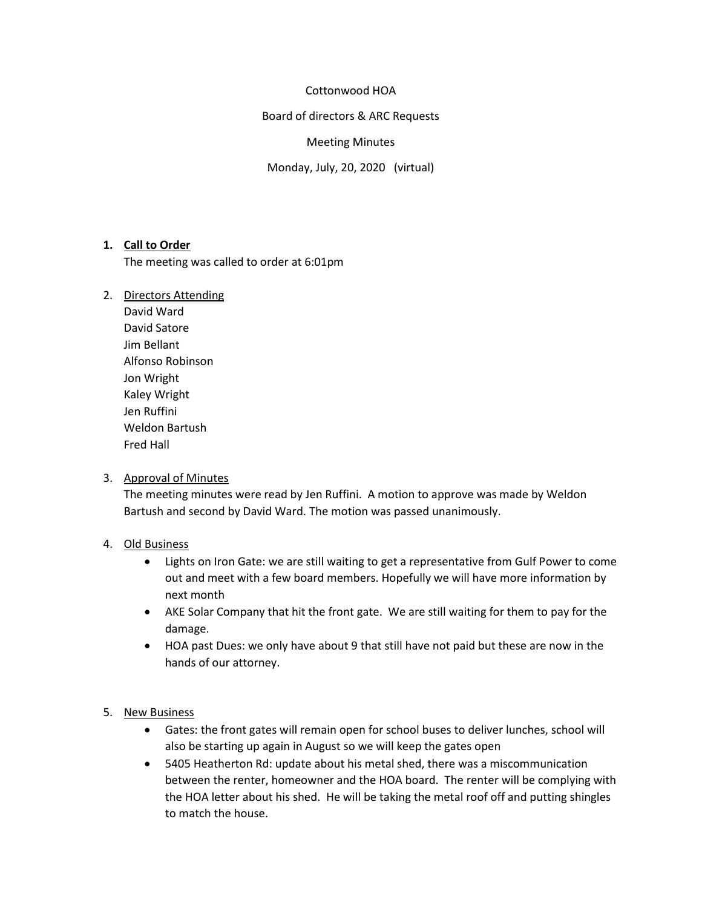Cottonwood HOA

Board of directors & ARC Requests

Meeting Minutes

Monday, July, 20, 2020 (virtual)

1. **<u>Call to Order</u>**

   The meeting was called to order at 6:01pm

2. <u>Directors Attending</u>

   David Ward
   David Satore
   Jim Bellant
   Alfonso Robinson
   Jon Wright
   Kaley Wright
   Jen Ruffini
   Weldon Bartush
   Fred Hall

3. <u>Approval of Minutes</u>

   The meeting minutes were read by Jen Ruffini. A motion to approve was made by Weldon Bartush and second by David Ward. The motion was passed unanimously.

4. <u>Old Business</u>
   - Lights on Iron Gate: we are still waiting to get a representative from Gulf Power to come out and meet with a few board members. Hopefully we will have more information by next month
   - AKE Solar Company that hit the front gate. We are still waiting for them to pay for the damage.
   - HOA past Dues: we only have about 9 that still have not paid but these are now in the hands of our attorney.

5. <u>New Business</u>
   - Gates: the front gates will remain open for school buses to deliver lunches, school will also be starting up again in August so we will keep the gates open
   - 5405 Heatherton Rd: update about his metal shed, there was a miscommunication between the renter, homeowner and the HOA board. The renter will be complying with the HOA letter about his shed. He will be taking the metal roof off and putting shingles to match the house.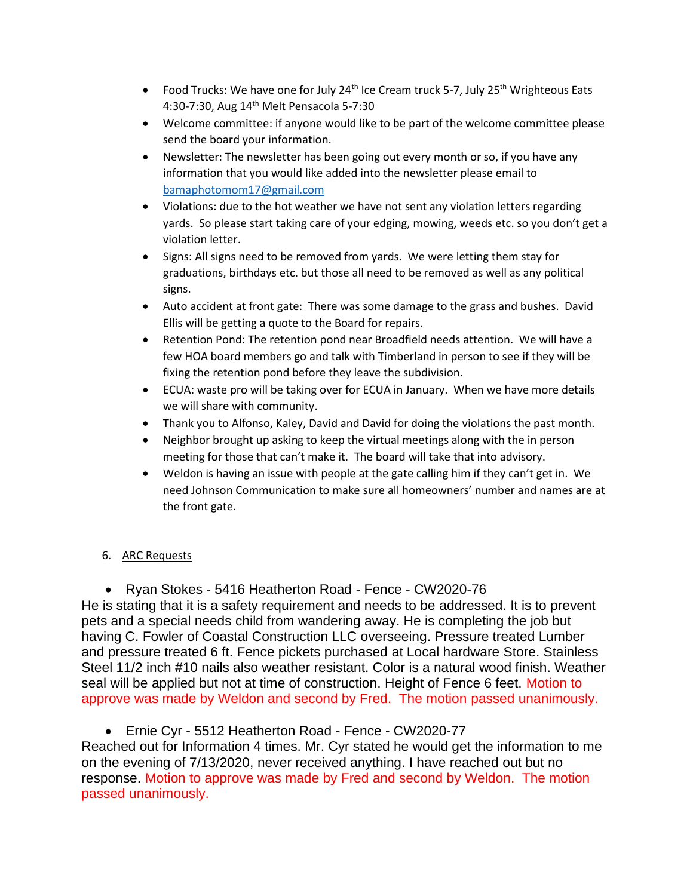- Food Trucks: We have one for July 24th Ice Cream truck 5-7, July 25th Wrighteous Eats 4:30-7:30, Aug 14th Melt Pensacola 5-7:30
- Welcome committee: if anyone would like to be part of the welcome committee please send the board your information.
- Newsletter: The newsletter has been going out every month or so, if you have any information that you would like added into the newsletter please email to bamaphotomom17@gmail.com
- Violations: due to the hot weather we have not sent any violation letters regarding yards. So please start taking care of your edging, mowing, weeds etc. so you don't get a violation letter.
- Signs: All signs need to be removed from yards. We were letting them stay for graduations, birthdays etc. but those all need to be removed as well as any political signs.
- Auto accident at front gate: There was some damage to the grass and bushes. David Ellis will be getting a quote to the Board for repairs.
- Retention Pond: The retention pond near Broadfield needs attention. We will have a few HOA board members go and talk with Timberland in person to see if they will be fixing the retention pond before they leave the subdivision.
- ECUA: waste pro will be taking over for ECUA in January. When we have more details we will share with community.
- Thank you to Alfonso, Kaley, David and David for doing the violations the past month.
- Neighbor brought up asking to keep the virtual meetings along with the in person meeting for those that can't make it. The board will take that into advisory.
- Weldon is having an issue with people at the gate calling him if they can't get in. We need Johnson Communication to make sure all homeowners' number and names are at the front gate.

6. ARC Requests

- Ryan Stokes - 5416 Heatherton Road - Fence - CW2020-76

He is stating that it is a safety requirement and needs to be addressed. It is to prevent pets and a special needs child from wandering away. He is completing the job but having C. Fowler of Coastal Construction LLC overseeing. Pressure treated Lumber and pressure treated 6 ft. Fence pickets purchased at Local hardware Store. Stainless Steel 11/2 inch #10 nails also weather resistant. Color is a natural wood finish. Weather seal will be applied but not at time of construction. Height of Fence 6 feet. Motion to approve was made by Weldon and second by Fred. The motion passed unanimously.

- Ernie Cyr - 5512 Heatherton Road - Fence - CW2020-77

Reached out for Information 4 times. Mr. Cyr stated he would get the information to me on the evening of 7/13/2020, never received anything. I have reached out but no response. Motion to approve was made by Fred and second by Weldon. The motion passed unanimously.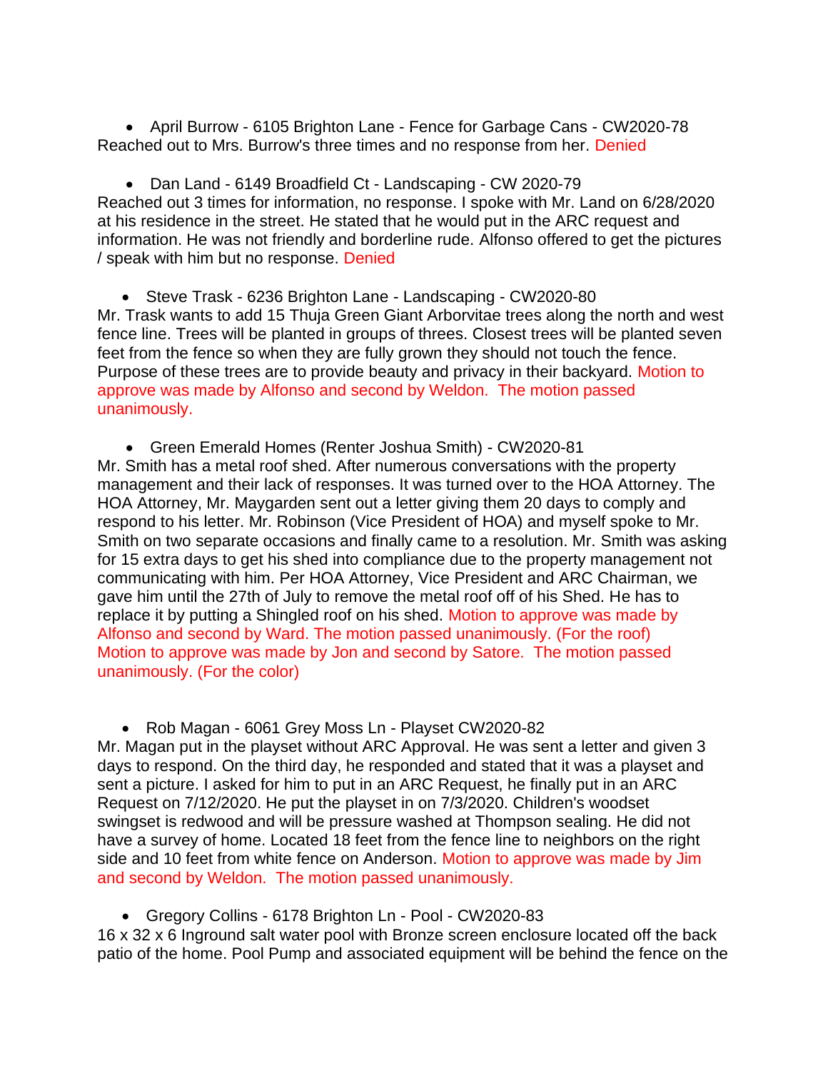- April Burrow - 6105 Brighton Lane - Fence for Garbage Cans - CW2020-78

Reached out to Mrs. Burrow's three times and no response from her. Denied

- Dan Land - 6149 Broadfield Ct - Landscaping - CW 2020-79

Reached out 3 times for information, no response. I spoke with Mr. Land on 6/28/2020 at his residence in the street. He stated that he would put in the ARC request and information. He was not friendly and borderline rude. Alfonso offered to get the pictures / speak with him but no response. Denied

- Steve Trask - 6236 Brighton Lane - Landscaping - CW2020-80

Mr. Trask wants to add 15 Thuja Green Giant Arborvitae trees along the north and west fence line. Trees will be planted in groups of threes. Closest trees will be planted seven feet from the fence so when they are fully grown they should not touch the fence. Purpose of these trees are to provide beauty and privacy in their backyard. Motion to approve was made by Alfonso and second by Weldon. The motion passed unanimously.

- Green Emerald Homes (Renter Joshua Smith) - CW2020-81

Mr. Smith has a metal roof shed. After numerous conversations with the property management and their lack of responses. It was turned over to the HOA Attorney. The HOA Attorney, Mr. Maygarden sent out a letter giving them 20 days to comply and respond to his letter. Mr. Robinson (Vice President of HOA) and myself spoke to Mr. Smith on two separate occasions and finally came to a resolution. Mr. Smith was asking for 15 extra days to get his shed into compliance due to the property management not communicating with him. Per HOA Attorney, Vice President and ARC Chairman, we gave him until the 27th of July to remove the metal roof off of his Shed. He has to replace it by putting a Shingled roof on his shed. Motion to approve was made by Alfonso and second by Ward. The motion passed unanimously. (For the roof) Motion to approve was made by Jon and second by Satore. The motion passed unanimously. (For the color)

- Rob Magan - 6061 Grey Moss Ln - Playset CW2020-82

Mr. Magan put in the playset without ARC Approval. He was sent a letter and given 3 days to respond. On the third day, he responded and stated that it was a playset and sent a picture. I asked for him to put in an ARC Request, he finally put in an ARC Request on 7/12/2020. He put the playset in on 7/3/2020. Children's woodset swingset is redwood and will be pressure washed at Thompson sealing. He did not have a survey of home. Located 18 feet from the fence line to neighbors on the right side and 10 feet from white fence on Anderson. Motion to approve was made by Jim and second by Weldon. The motion passed unanimously.

- Gregory Collins - 6178 Brighton Ln - Pool - CW2020-83

16 x 32 x 6 Inground salt water pool with Bronze screen enclosure located off the back patio of the home. Pool Pump and associated equipment will be behind the fence on the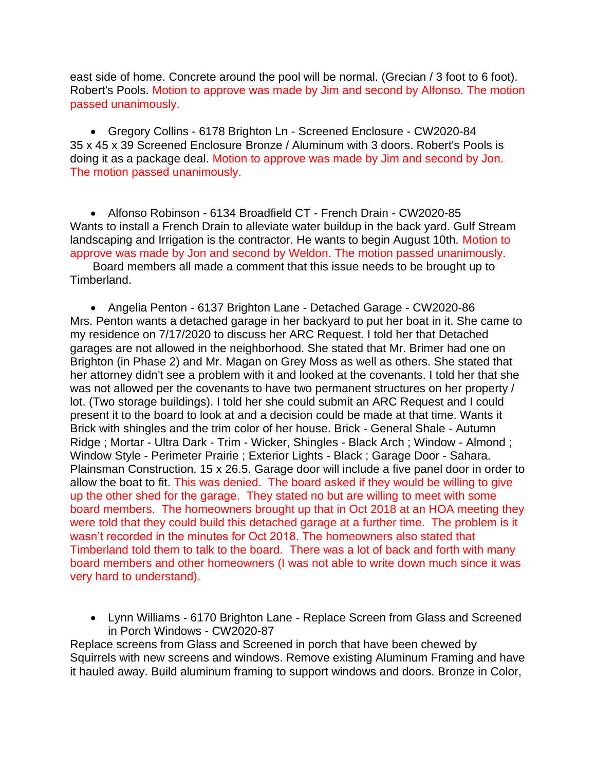east side of home. Concrete around the pool will be normal. (Grecian / 3 foot to 6 foot). Robert's Pools. Motion to approve was made by Jim and second by Alfonso. The motion passed unanimously.

- Gregory Collins - 6178 Brighton Ln - Screened Enclosure - CW2020-84

35 x 45 x 39 Screened Enclosure Bronze / Aluminum with 3 doors. Robert's Pools is doing it as a package deal. Motion to approve was made by Jim and second by Jon. The motion passed unanimously.

- Alfonso Robinson - 6134 Broadfield CT - French Drain - CW2020-85

Wants to install a French Drain to alleviate water buildup in the back yard. Gulf Stream landscaping and Irrigation is the contractor. He wants to begin August 10th. Motion to approve was made by Jon and second by Weldon. The motion passed unanimously.

Board members all made a comment that this issue needs to be brought up to Timberland.

- Angelia Penton - 6137 Brighton Lane - Detached Garage - CW2020-86

Mrs. Penton wants a detached garage in her backyard to put her boat in it. She came to my residence on 7/17/2020 to discuss her ARC Request. I told her that Detached garages are not allowed in the neighborhood. She stated that Mr. Brimer had one on Brighton (in Phase 2) and Mr. Magan on Grey Moss as well as others. She stated that her attorney didn't see a problem with it and looked at the covenants. I told her that she was not allowed per the covenants to have two permanent structures on her property / lot. (Two storage buildings). I told her she could submit an ARC Request and I could present it to the board to look at and a decision could be made at that time. Wants it Brick with shingles and the trim color of her house. Brick - General Shale - Autumn Ridge ; Mortar - Ultra Dark - Trim - Wicker, Shingles - Black Arch ; Window - Almond ; Window Style - Perimeter Prairie ; Exterior Lights - Black ; Garage Door - Sahara. Plainsman Construction. 15 x 26.5. Garage door will include a five panel door in order to allow the boat to fit. This was denied. The board asked if they would be willing to give up the other shed for the garage. They stated no but are willing to meet with some board members. The homeowners brought up that in Oct 2018 at an HOA meeting they were told that they could build this detached garage at a further time. The problem is it wasn't recorded in the minutes for Oct 2018. The homeowners also stated that Timberland told them to talk to the board. There was a lot of back and forth with many board members and other homeowners (I was not able to write down much since it was very hard to understand).

- Lynn Williams - 6170 Brighton Lane - Replace Screen from Glass and Screened in Porch Windows - CW2020-87

Replace screens from Glass and Screened in porch that have been chewed by Squirrels with new screens and windows. Remove existing Aluminum Framing and have it hauled away. Build aluminum framing to support windows and doors. Bronze in Color,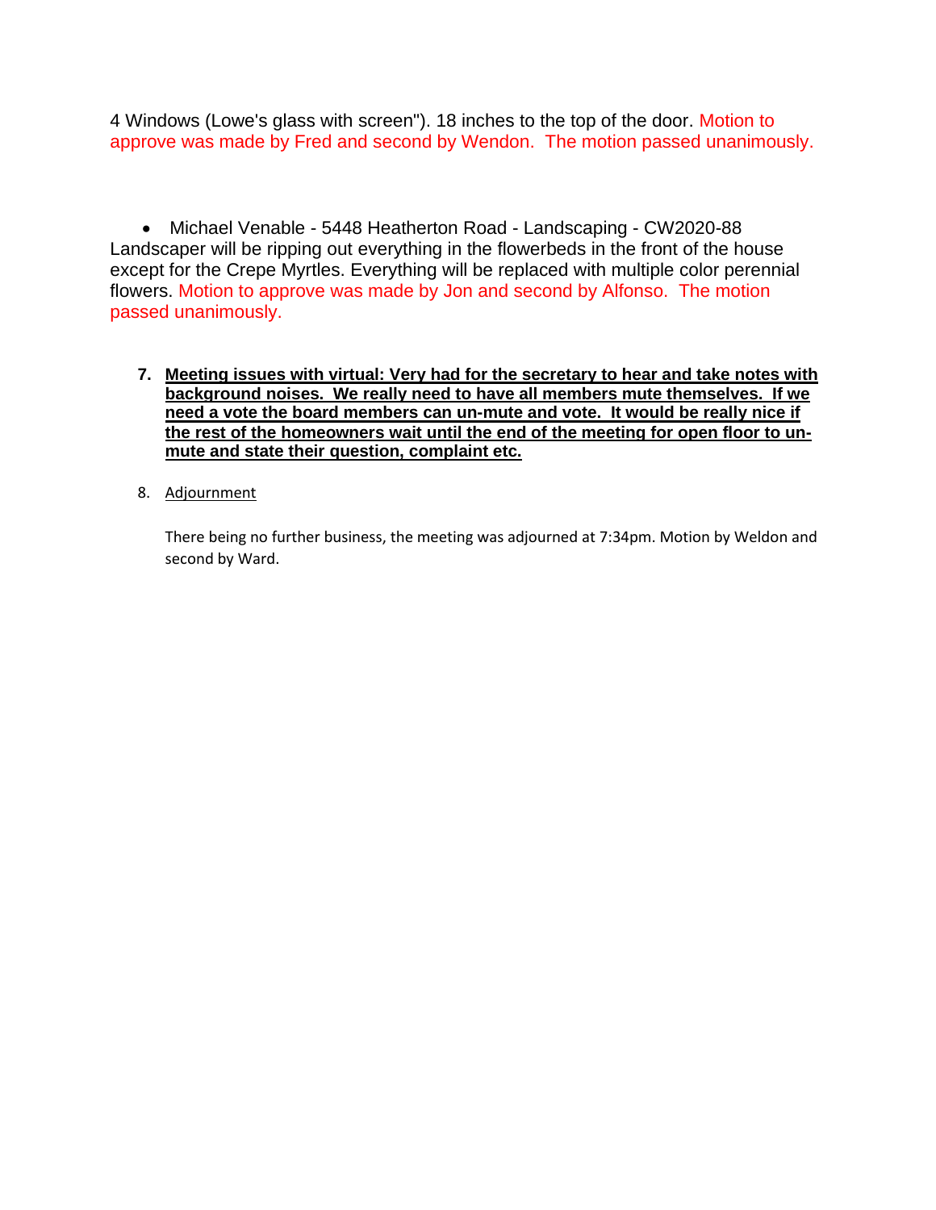4 Windows (Lowe's glass with screen"). 18 inches to the top of the door. Motion to approve was made by Fred and second by Wendon. The motion passed unanimously.

- Michael Venable - 5448 Heatherton Road - Landscaping - CW2020-88

Landscaper will be ripping out everything in the flowerbeds in the front of the house except for the Crepe Myrtles. Everything will be replaced with multiple color perennial flowers. Motion to approve was made by Jon and second by Alfonso. The motion passed unanimously.

7. **Meeting issues with virtual: Very had for the secretary to hear and take notes with background noises. We really need to have all members mute themselves. If we need a vote the board members can un-mute and vote. It would be really nice if the rest of the homeowners wait until the end of the meeting for open floor to un-mute and state their question, complaint etc.**

8. Adjournment

   There being no further business, the meeting was adjourned at 7:34pm. Motion by Weldon and second by Ward.